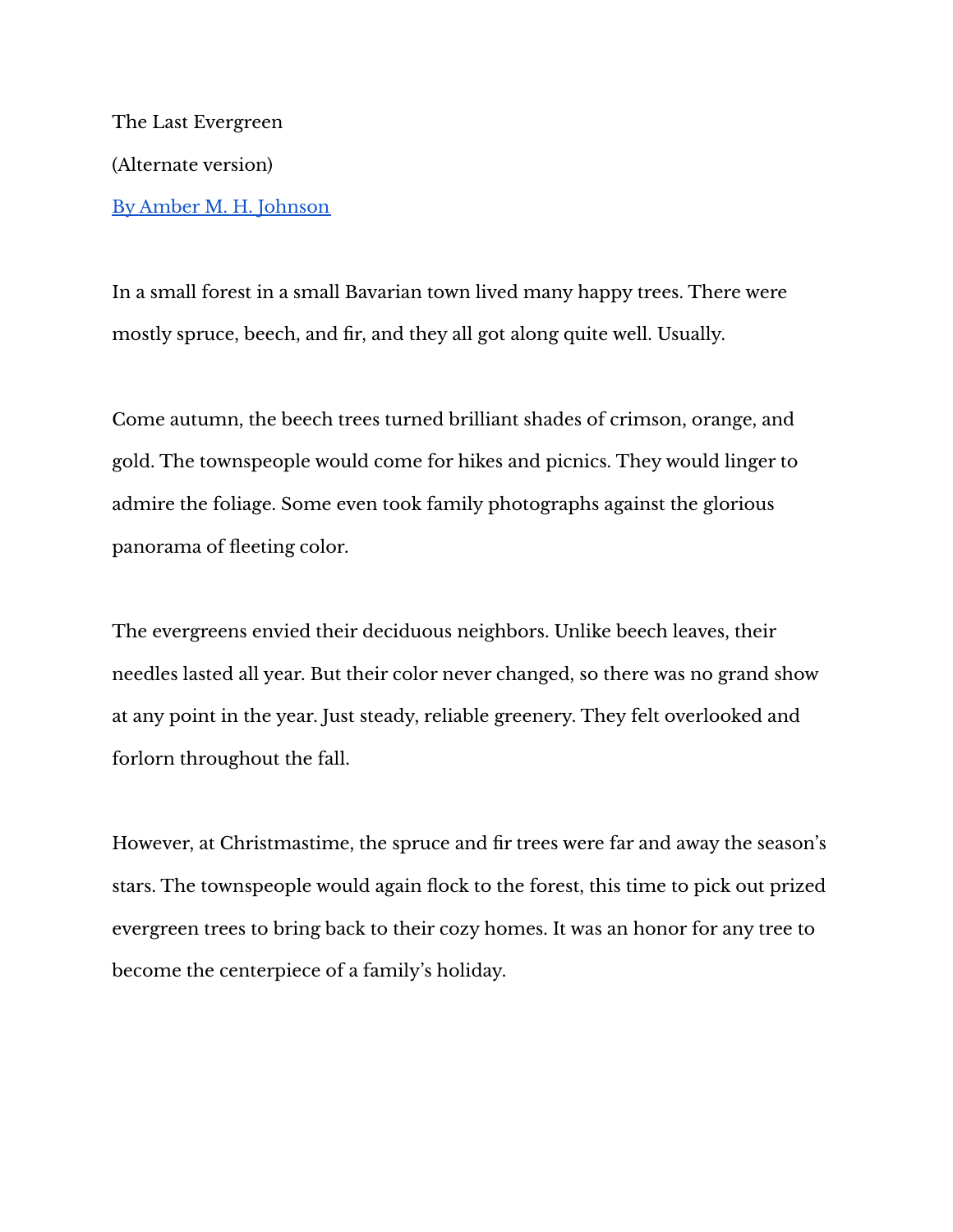# The Last Evergreen

(Alternate version)

By Amber M. H. Johnson

In a small forest in a small Bavarian town lived many happy trees. There were mostly spruce, beech, and fir, and they all got along quite well. Usually.

Come autumn, the beech trees turned brilliant shades of crimson, orange, and gold. The townspeople would come for hikes and picnics. They would linger to admire the foliage. Some even took family photographs against the glorious panorama of fleeting color.

The evergreens envied their deciduous neighbors. Unlike beech leaves, their needles lasted all year. But their color never changed, so there was no grand show at any point in the year. Just steady, reliable greenery. They felt overlooked and forlorn throughout the fall.

However, at Christmastime, the spruce and fir trees were far and away the season's stars. The townspeople would again flock to the forest, this time to pick out prized evergreen trees to bring back to their cozy homes. It was an honor for any tree to become the centerpiece of a family's holiday.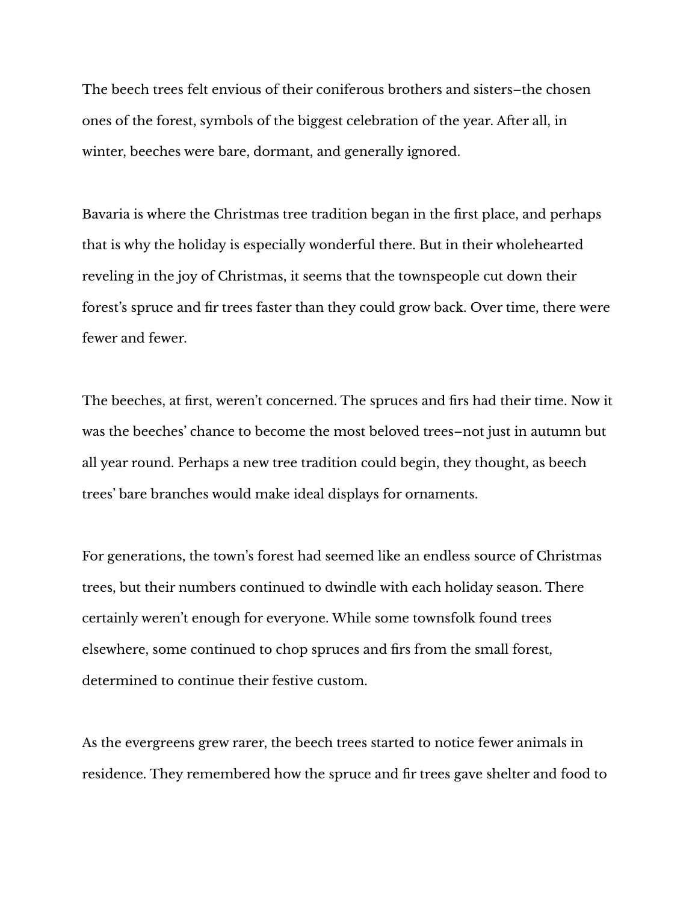The beech trees felt envious of their coniferous brothers and sisters–the chosen ones of the forest, symbols of the biggest celebration of the year. After all, in winter, beeches were bare, dormant, and generally ignored.

Bavaria is where the Christmas tree tradition began in the first place, and perhaps that is why the holiday is especially wonderful there. But in their wholehearted reveling in the joy of Christmas, it seems that the townspeople cut down their forest's spruce and fir trees faster than they could grow back. Over time, there were fewer and fewer.

The beeches, at first, weren't concerned. The spruces and firs had their time. Now it was the beeches' chance to become the most beloved trees–not just in autumn but all year round. Perhaps a new tree tradition could begin, they thought, as beech trees' bare branches would make ideal displays for ornaments.

For generations, the town's forest had seemed like an endless source of Christmas trees, but their numbers continued to dwindle with each holiday season. There certainly weren't enough for everyone. While some townsfolk found trees elsewhere, some continued to chop spruces and firs from the small forest, determined to continue their festive custom.

As the evergreens grew rarer, the beech trees started to notice fewer animals in residence. They remembered how the spruce and fir trees gave shelter and food to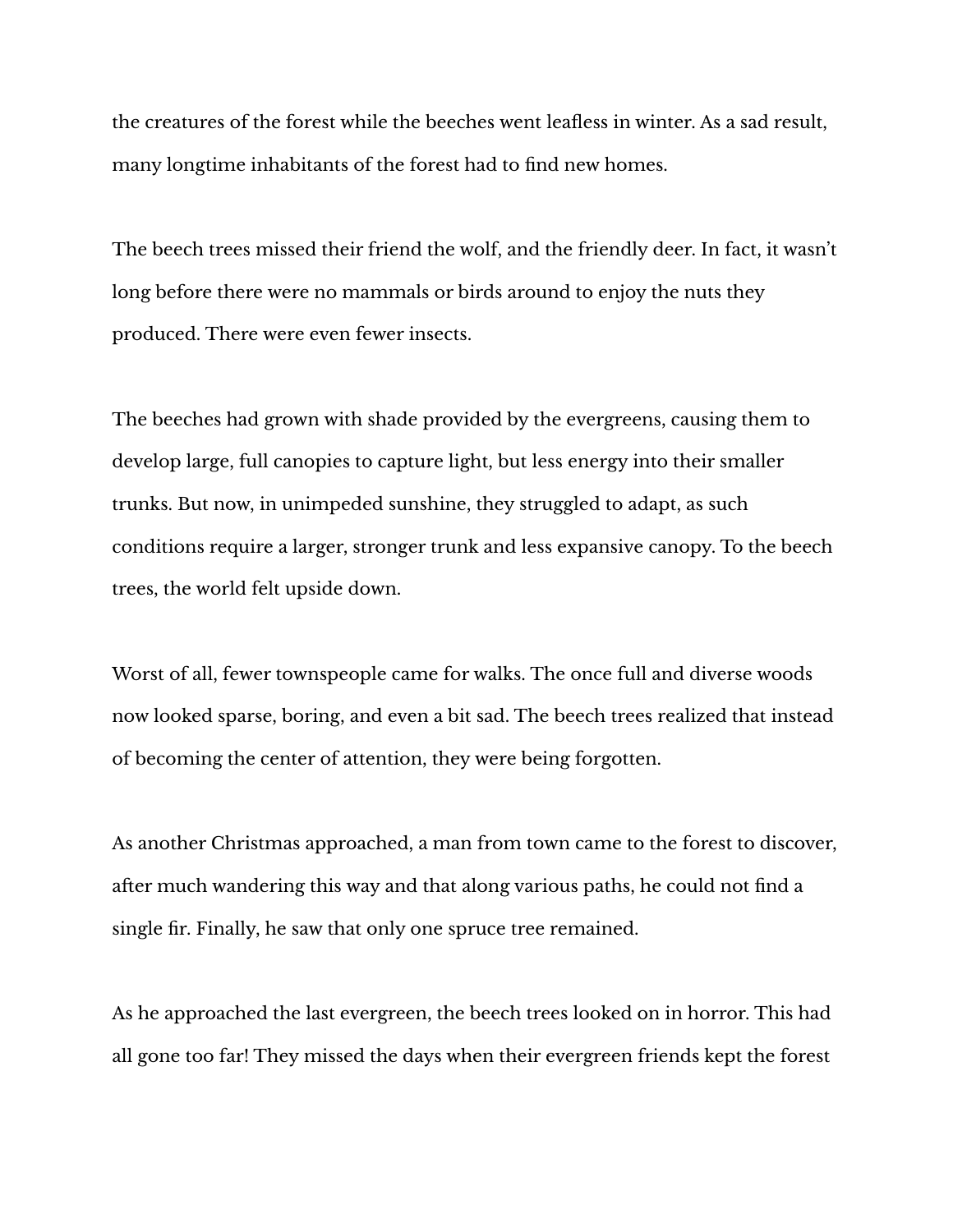the creatures of the forest while the beeches went leafless in winter. As a sad result, many longtime inhabitants of the forest had to find new homes.

The beech trees missed their friend the wolf, and the friendly deer. In fact, it wasn't long before there were no mammals or birds around to enjoy the nuts they produced. There were even fewer insects.

The beeches had grown with shade provided by the evergreens, causing them to develop large, full canopies to capture light, but less energy into their smaller trunks. But now, in unimpeded sunshine, they struggled to adapt, as such conditions require a larger, stronger trunk and less expansive canopy. To the beech trees, the world felt upside down.

Worst of all, fewer townspeople came for walks. The once full and diverse woods now looked sparse, boring, and even a bit sad. The beech trees realized that instead of becoming the center of attention, they were being forgotten.

As another Christmas approached, a man from town came to the forest to discover, after much wandering this way and that along various paths, he could not find a single fir. Finally, he saw that only one spruce tree remained.

As he approached the last evergreen, the beech trees looked on in horror. This had all gone too far! They missed the days when their evergreen friends kept the forest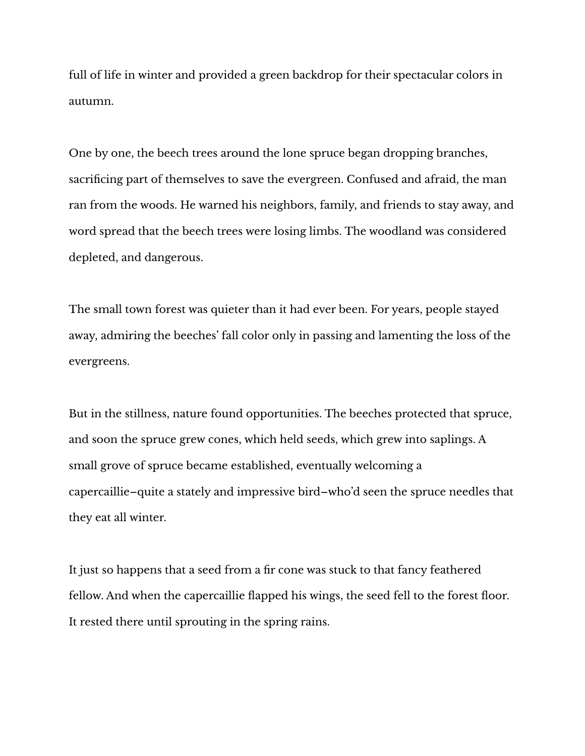full of life in winter and provided a green backdrop for their spectacular colors in autumn.

One by one, the beech trees around the lone spruce began dropping branches, sacrificing part of themselves to save the evergreen. Confused and afraid, the man ran from the woods. He warned his neighbors, family, and friends to stay away, and word spread that the beech trees were losing limbs. The woodland was considered depleted, and dangerous.

The small town forest was quieter than it had ever been. For years, people stayed away, admiring the beeches' fall color only in passing and lamenting the loss of the evergreens.

But in the stillness, nature found opportunities. The beeches protected that spruce, and soon the spruce grew cones, which held seeds, which grew into saplings. A small grove of spruce became established, eventually welcoming a capercaillie–quite a stately and impressive bird–who'd seen the spruce needles that they eat all winter.

It just so happens that a seed from a fir cone was stuck to that fancy feathered fellow. And when the capercaillie flapped his wings, the seed fell to the forest floor. It rested there until sprouting in the spring rains.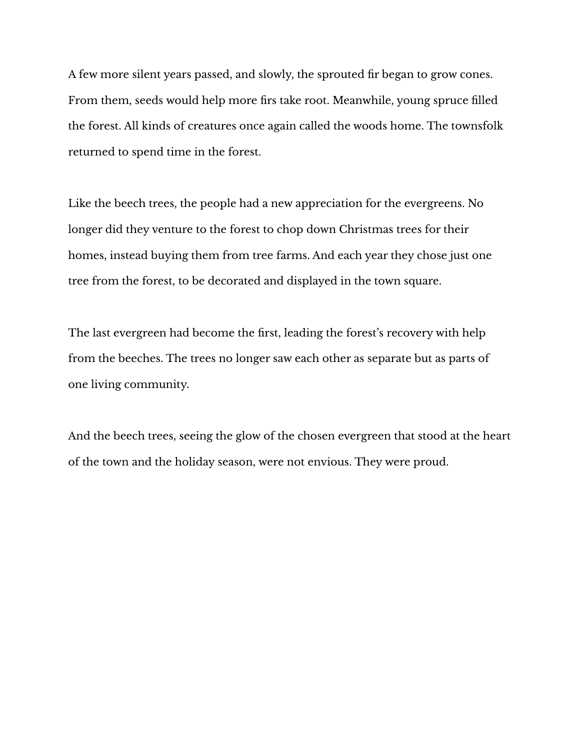A few more silent years passed, and slowly, the sprouted fir began to grow cones. From them, seeds would help more firs take root. Meanwhile, young spruce filled the forest. All kinds of creatures once again called the woods home. The townsfolk returned to spend time in the forest.

Like the beech trees, the people had a new appreciation for the evergreens. No longer did they venture to the forest to chop down Christmas trees for their homes, instead buying them from tree farms. And each year they chose just one tree from the forest, to be decorated and displayed in the town square.

The last evergreen had become the first, leading the forest's recovery with help from the beeches. The trees no longer saw each other as separate but as parts of one living community.

And the beech trees, seeing the glow of the chosen evergreen that stood at the heart of the town and the holiday season, were not envious. They were proud.